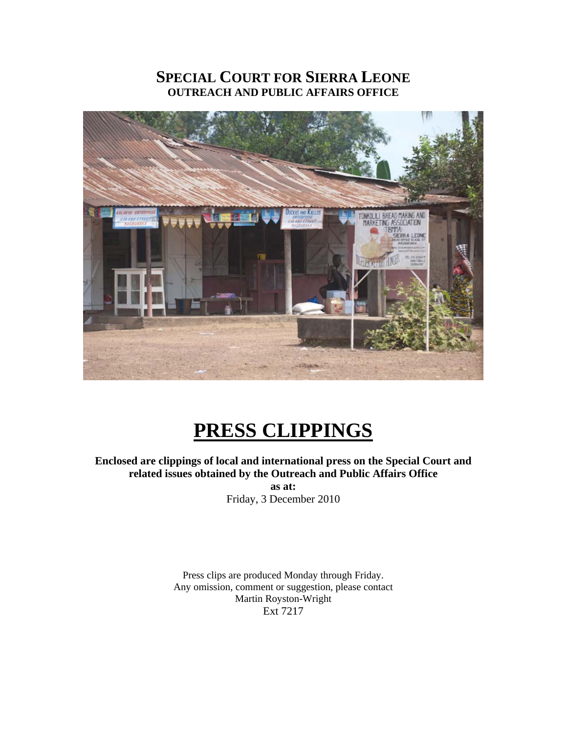# SPECIAL COURT FOR SIERRA LEONE
## OUTREACH AND PUBLIC AFFAIRS OFFICE

# PRESS CLIPPINGS

**Enclosed are clippings of local and international press on the Special Court and related issues obtained by the Outreach and Public Affairs Office**

**as at:**

Friday, 3 December 2010

Press clips are produced Monday through Friday.
Any omission, comment or suggestion, please contact
Martin Royston-Wright
Ext 7217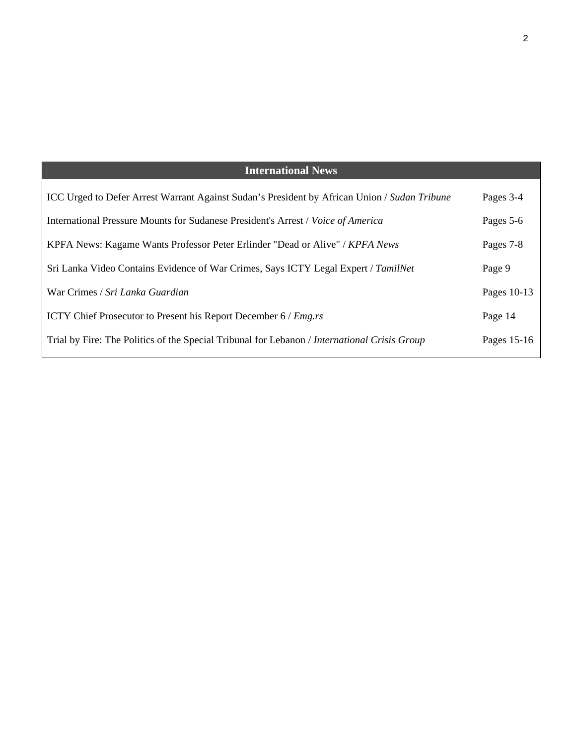| International News | |
|---|---|
| ICC Urged to Defer Arrest Warrant Against Sudan’s President by African Union / *Sudan Tribune* | Pages 3-4 |
| International Pressure Mounts for Sudanese President's Arrest / *Voice of America* | Pages 5-6 |
| KPFA News: Kagame Wants Professor Peter Erlinder "Dead or Alive" / *KPFA News* | Pages 7-8 |
| Sri Lanka Video Contains Evidence of War Crimes, Says ICTY Legal Expert / *TamilNet* | Page 9 |
| War Crimes / *Sri Lanka Guardian* | Pages 10-13 |
| ICTY Chief Prosecutor to Present his Report December 6 / *Emg.rs* | Page 14 |
| Trial by Fire: The Politics of the Special Tribunal for Lebanon / *International Crisis Group* | Pages 15-16 |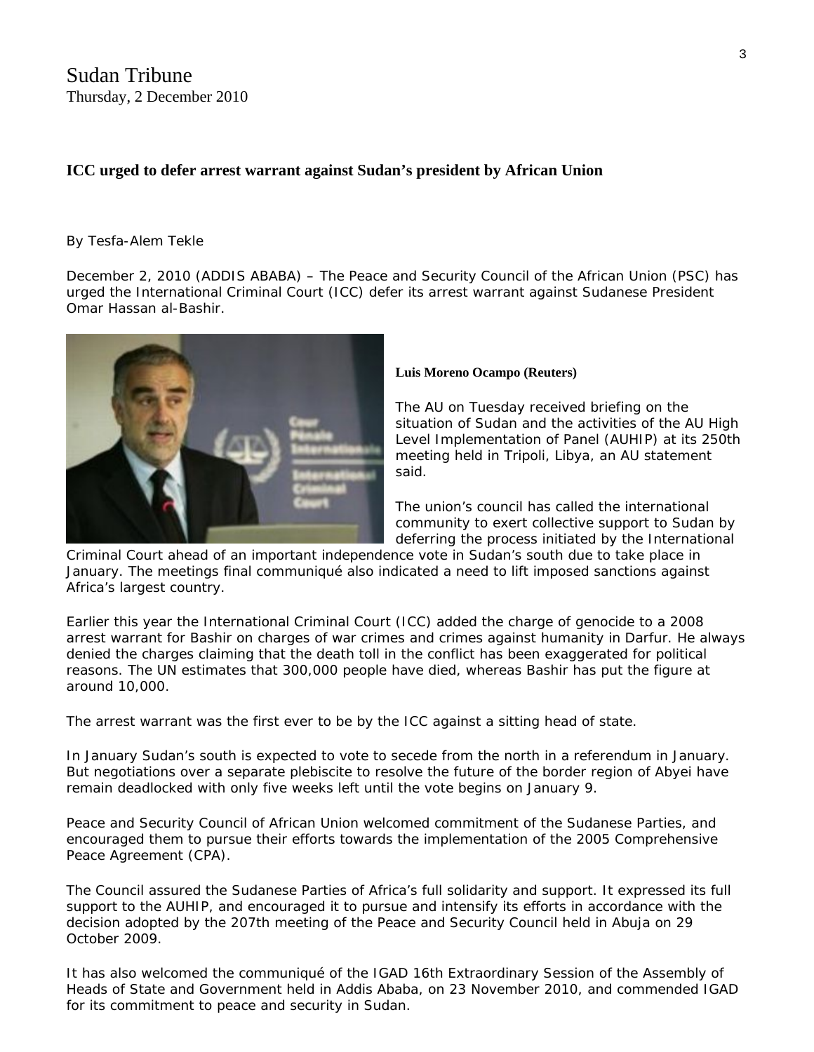Sudan Tribune
Thursday, 2 December 2010

### ICC urged to defer arrest warrant against Sudan's president by African Union

By Tesfa-Alem Tekle

December 2, 2010 (ADDIS ABABA) – The Peace and Security Council of the African Union (PSC) has urged the International Criminal Court (ICC) defer its arrest warrant against Sudanese President Omar Hassan al-Bashir.

**Luis Moreno Ocampo (Reuters)**

The AU on Tuesday received briefing on the situation of Sudan and the activities of the AU High Level Implementation of Panel (AUHIP) at its 250th meeting held in Tripoli, Libya, an AU statement said.

The union's council has called the international community to exert collective support to Sudan by deferring the process initiated by the International Criminal Court ahead of an important independence vote in Sudan's south due to take place in January. The meetings final communiqué also indicated a need to lift imposed sanctions against Africa's largest country.

Earlier this year the International Criminal Court (ICC) added the charge of genocide to a 2008 arrest warrant for Bashir on charges of war crimes and crimes against humanity in Darfur. He always denied the charges claiming that the death toll in the conflict has been exaggerated for political reasons. The UN estimates that 300,000 people have died, whereas Bashir has put the figure at around 10,000.

The arrest warrant was the first ever to be by the ICC against a sitting head of state.

In January Sudan's south is expected to vote to secede from the north in a referendum in January. But negotiations over a separate plebiscite to resolve the future of the border region of Abyei have remain deadlocked with only five weeks left until the vote begins on January 9.

Peace and Security Council of African Union welcomed commitment of the Sudanese Parties, and encouraged them to pursue their efforts towards the implementation of the 2005 Comprehensive Peace Agreement (CPA).

The Council assured the Sudanese Parties of Africa's full solidarity and support. It expressed its full support to the AUHIP, and encouraged it to pursue and intensify its efforts in accordance with the decision adopted by the 207th meeting of the Peace and Security Council held in Abuja on 29 October 2009.

It has also welcomed the communiqué of the IGAD 16th Extraordinary Session of the Assembly of Heads of State and Government held in Addis Ababa, on 23 November 2010, and commended IGAD for its commitment to peace and security in Sudan.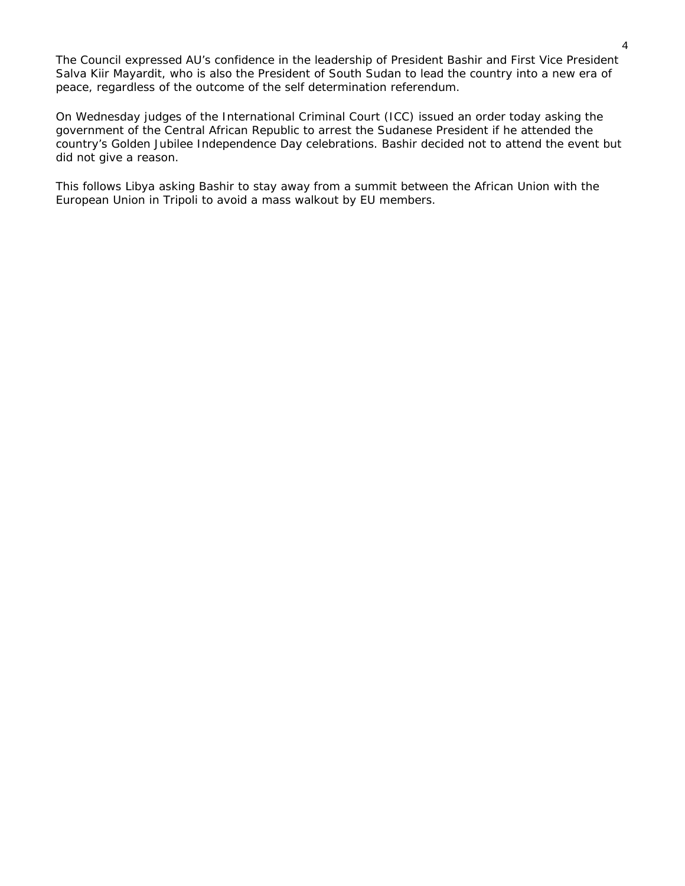The Council expressed AU's confidence in the leadership of President Bashir and First Vice President Salva Kiir Mayardit, who is also the President of South Sudan to lead the country into a new era of peace, regardless of the outcome of the self determination referendum.

On Wednesday judges of the International Criminal Court (ICC) issued an order today asking the government of the Central African Republic to arrest the Sudanese President if he attended the country's Golden Jubilee Independence Day celebrations. Bashir decided not to attend the event but did not give a reason.

This follows Libya asking Bashir to stay away from a summit between the African Union with the European Union in Tripoli to avoid a mass walkout by EU members.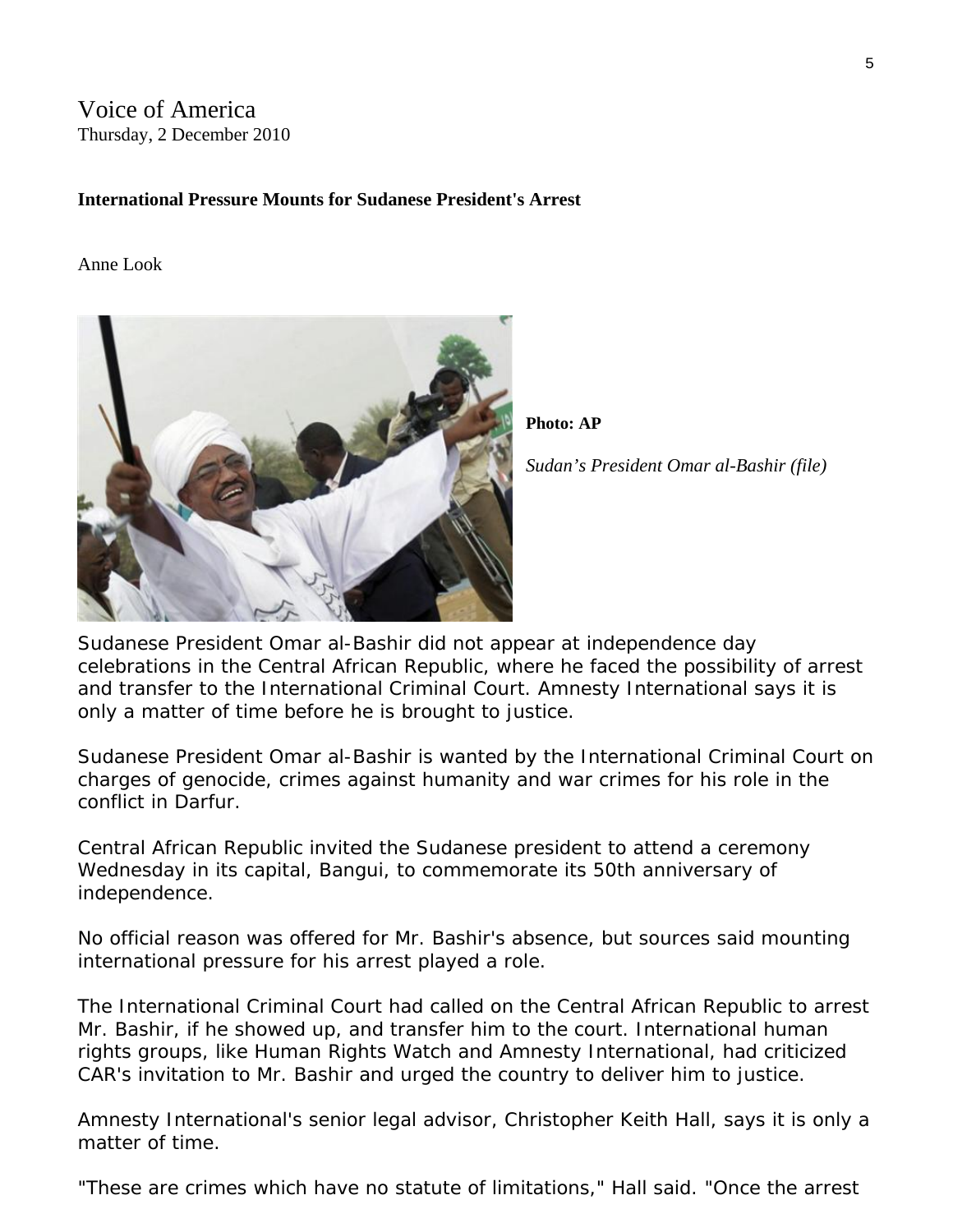Voice of America
Thursday, 2 December 2010

**International Pressure Mounts for Sudanese President's Arrest**

Anne Look

**Photo: AP**

*Sudan's President Omar al-Bashir (file)*

Sudanese President Omar al-Bashir did not appear at independence day celebrations in the Central African Republic, where he faced the possibility of arrest and transfer to the International Criminal Court. Amnesty International says it is only a matter of time before he is brought to justice.

Sudanese President Omar al-Bashir is wanted by the International Criminal Court on charges of genocide, crimes against humanity and war crimes for his role in the conflict in Darfur.

Central African Republic invited the Sudanese president to attend a ceremony Wednesday in its capital, Bangui, to commemorate its 50th anniversary of independence.

No official reason was offered for Mr. Bashir's absence, but sources said mounting international pressure for his arrest played a role.

The International Criminal Court had called on the Central African Republic to arrest Mr. Bashir, if he showed up, and transfer him to the court. International human rights groups, like Human Rights Watch and Amnesty International, had criticized CAR's invitation to Mr. Bashir and urged the country to deliver him to justice.

Amnesty International's senior legal advisor, Christopher Keith Hall, says it is only a matter of time.

"These are crimes which have no statute of limitations," Hall said. "Once the arrest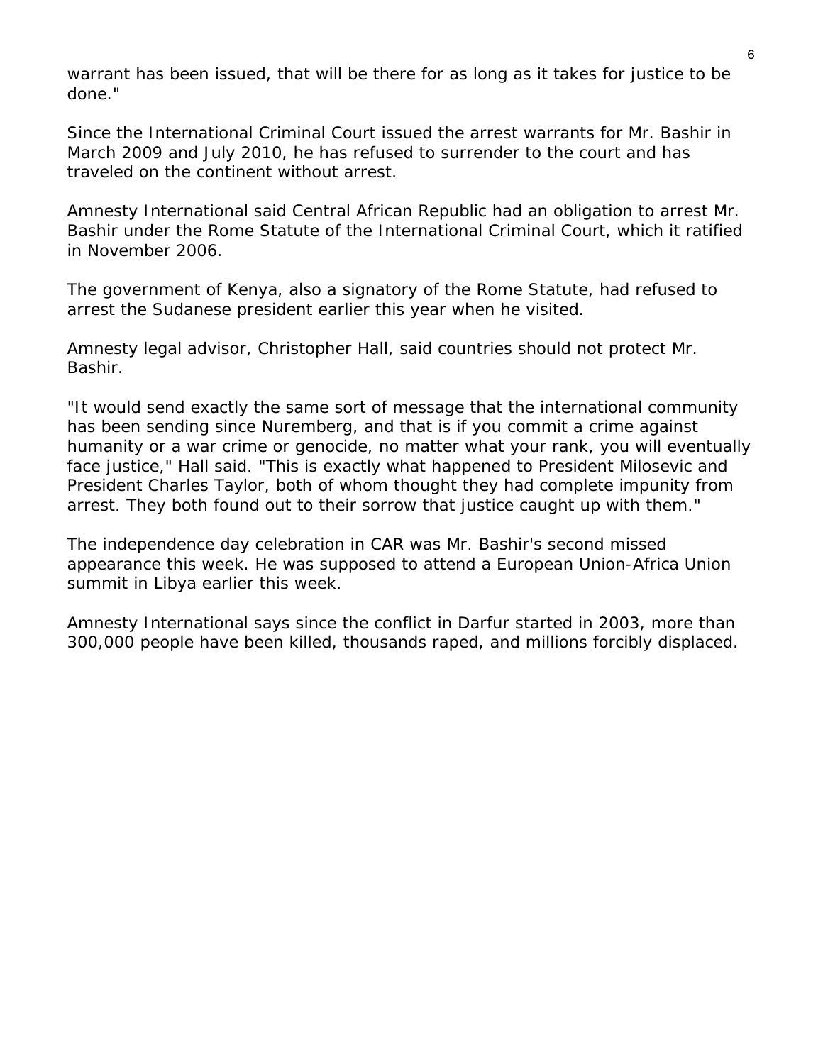warrant has been issued, that will be there for as long as it takes for justice to be done."

Since the International Criminal Court issued the arrest warrants for Mr. Bashir in March 2009 and July 2010, he has refused to surrender to the court and has traveled on the continent without arrest.

Amnesty International said Central African Republic had an obligation to arrest Mr. Bashir under the Rome Statute of the International Criminal Court, which it ratified in November 2006.

The government of Kenya, also a signatory of the Rome Statute, had refused to arrest the Sudanese president earlier this year when he visited.

Amnesty legal advisor, Christopher Hall, said countries should not protect Mr. Bashir.

"It would send exactly the same sort of message that the international community has been sending since Nuremberg, and that is if you commit a crime against humanity or a war crime or genocide, no matter what your rank, you will eventually face justice," Hall said. "This is exactly what happened to President Milosevic and President Charles Taylor, both of whom thought they had complete impunity from arrest. They both found out to their sorrow that justice caught up with them."

The independence day celebration in CAR was Mr. Bashir's second missed appearance this week. He was supposed to attend a European Union-Africa Union summit in Libya earlier this week.

Amnesty International says since the conflict in Darfur started in 2003, more than 300,000 people have been killed, thousands raped, and millions forcibly displaced.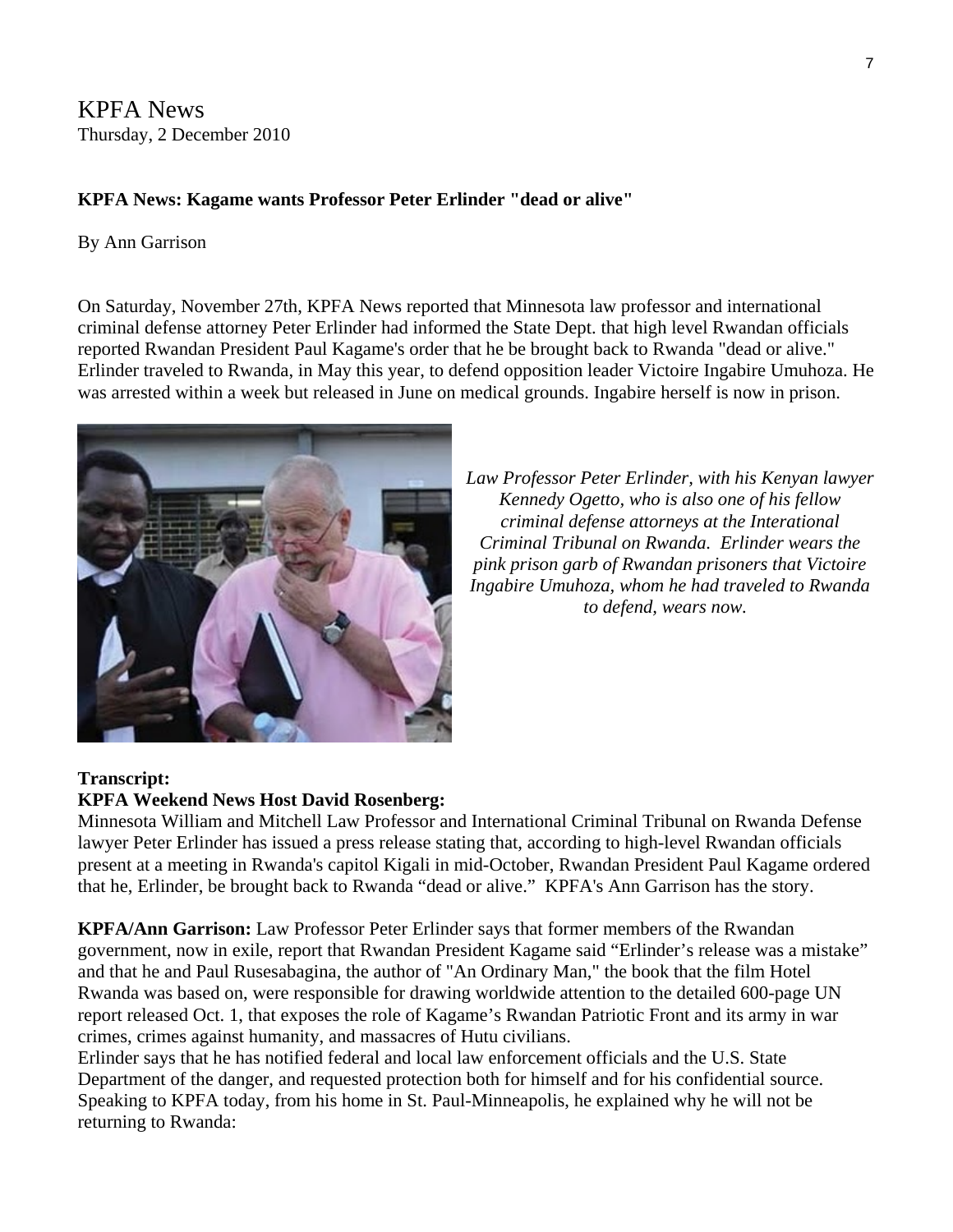# KPFA News
Thursday, 2 December 2010

**KPFA News: Kagame wants Professor Peter Erlinder "dead or alive"**

By Ann Garrison

On Saturday, November 27th, KPFA News reported that Minnesota law professor and international criminal defense attorney Peter Erlinder had informed the State Dept. that high level Rwandan officials reported Rwandan President Paul Kagame's order that he be brought back to Rwanda "dead or alive." Erlinder traveled to Rwanda, in May this year, to defend opposition leader Victoire Ingabire Umuhoza. He was arrested within a week but released in June on medical grounds. Ingabire herself is now in prison.

*Law Professor Peter Erlinder, with his Kenyan lawyer Kennedy Ogetto, who is also one of his fellow criminal defense attorneys at the Interational Criminal Tribunal on Rwanda. Erlinder wears the pink prison garb of Rwandan prisoners that Victoire Ingabire Umuhoza, whom he had traveled to Rwanda to defend, wears now.*

**Transcript:**

**KPFA Weekend News Host David Rosenberg:**
Minnesota William and Mitchell Law Professor and International Criminal Tribunal on Rwanda Defense lawyer Peter Erlinder has issued a press release stating that, according to high-level Rwandan officials present at a meeting in Rwanda's capitol Kigali in mid-October, Rwandan President Paul Kagame ordered that he, Erlinder, be brought back to Rwanda "dead or alive." KPFA's Ann Garrison has the story.

**KPFA/Ann Garrison:** Law Professor Peter Erlinder says that former members of the Rwandan government, now in exile, report that Rwandan President Kagame said "Erlinder's release was a mistake" and that he and Paul Rusesabagina, the author of "An Ordinary Man," the book that the film Hotel Rwanda was based on, were responsible for drawing worldwide attention to the detailed 600-page UN report released Oct. 1, that exposes the role of Kagame's Rwandan Patriotic Front and its army in war crimes, crimes against humanity, and massacres of Hutu civilians.
Erlinder says that he has notified federal and local law enforcement officials and the U.S. State Department of the danger, and requested protection both for himself and for his confidential source. Speaking to KPFA today, from his home in St. Paul-Minneapolis, he explained why he will not be returning to Rwanda: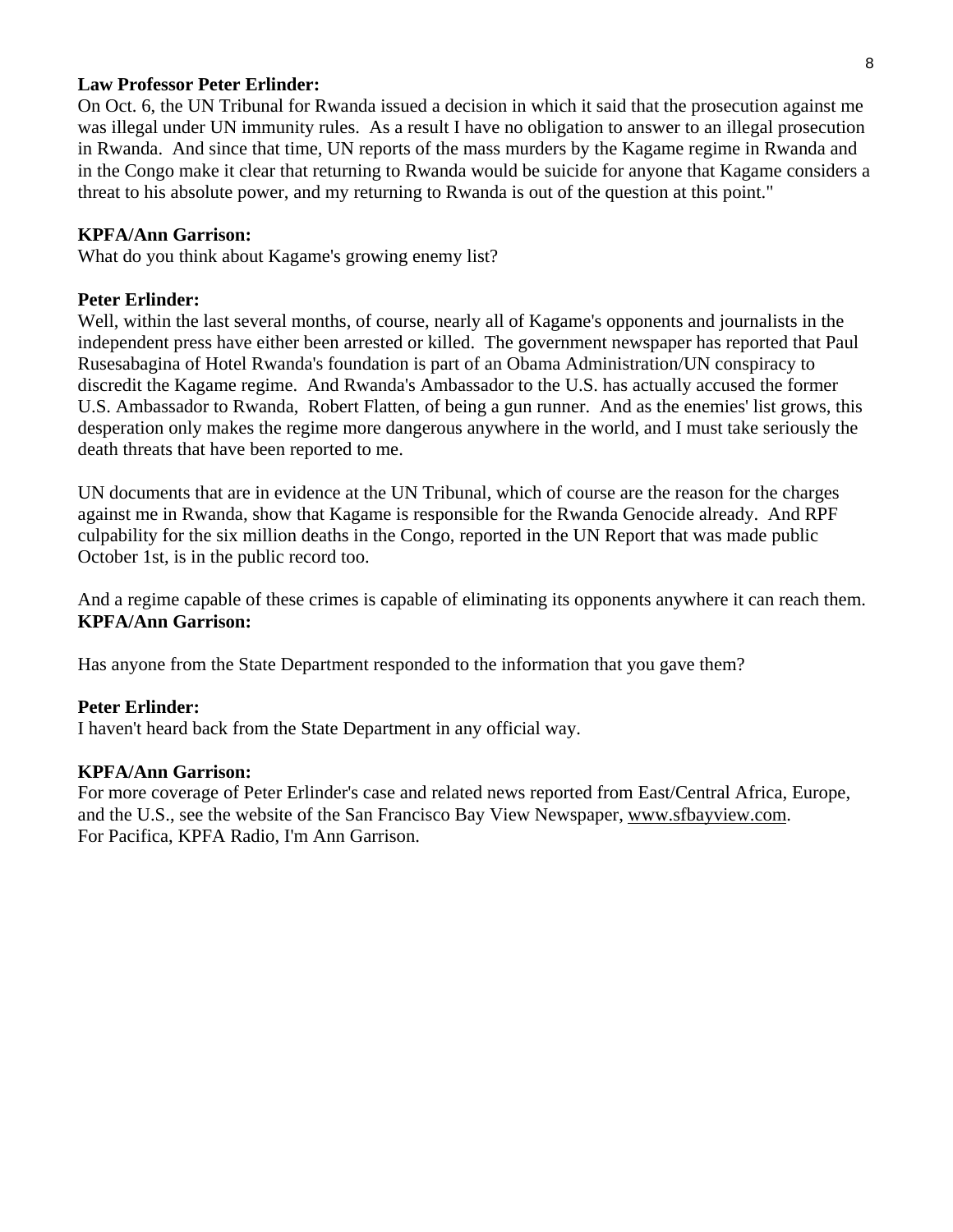**Law Professor Peter Erlinder:**
On Oct. 6, the UN Tribunal for Rwanda issued a decision in which it said that the prosecution against me was illegal under UN immunity rules. As a result I have no obligation to answer to an illegal prosecution in Rwanda. And since that time, UN reports of the mass murders by the Kagame regime in Rwanda and in the Congo make it clear that returning to Rwanda would be suicide for anyone that Kagame considers a threat to his absolute power, and my returning to Rwanda is out of the question at this point."

**KPFA/Ann Garrison:**
What do you think about Kagame's growing enemy list?

**Peter Erlinder:**
Well, within the last several months, of course, nearly all of Kagame's opponents and journalists in the independent press have either been arrested or killed. The government newspaper has reported that Paul Rusesabagina of Hotel Rwanda's foundation is part of an Obama Administration/UN conspiracy to discredit the Kagame regime. And Rwanda's Ambassador to the U.S. has actually accused the former U.S. Ambassador to Rwanda, Robert Flatten, of being a gun runner. And as the enemies' list grows, this desperation only makes the regime more dangerous anywhere in the world, and I must take seriously the death threats that have been reported to me.

UN documents that are in evidence at the UN Tribunal, which of course are the reason for the charges against me in Rwanda, show that Kagame is responsible for the Rwanda Genocide already. And RPF culpability for the six million deaths in the Congo, reported in the UN Report that was made public October 1st, is in the public record too.

And a regime capable of these crimes is capable of eliminating its opponents anywhere it can reach them.

**KPFA/Ann Garrison:**

Has anyone from the State Department responded to the information that you gave them?

**Peter Erlinder:**
I haven't heard back from the State Department in any official way.

**KPFA/Ann Garrison:**
For more coverage of Peter Erlinder's case and related news reported from East/Central Africa, Europe, and the U.S., see the website of the San Francisco Bay View Newspaper, www.sfbayview.com.
For Pacifica, KPFA Radio, I'm Ann Garrison.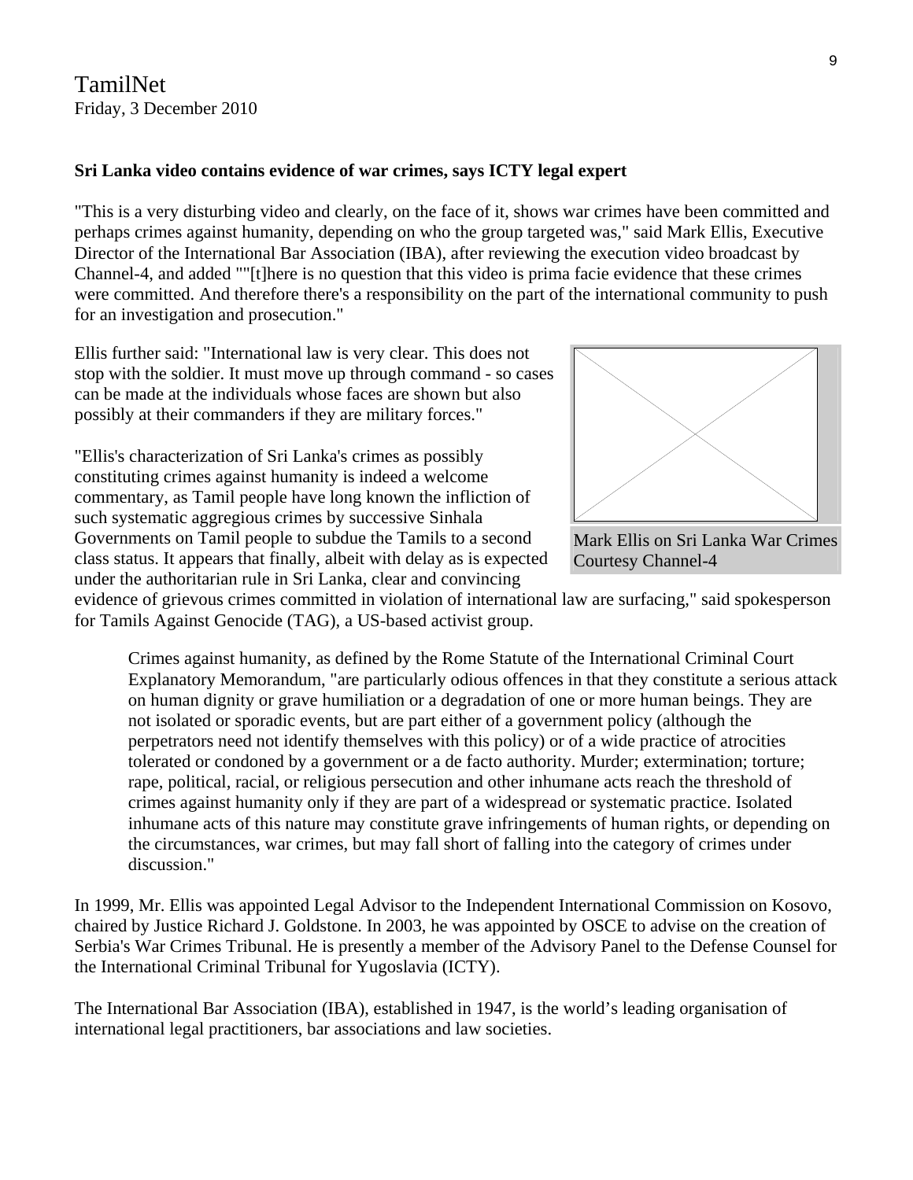TamilNet
Friday, 3 December 2010

**Sri Lanka video contains evidence of war crimes, says ICTY legal expert**

"This is a very disturbing video and clearly, on the face of it, shows war crimes have been committed and perhaps crimes against humanity, depending on who the group targeted was," said Mark Ellis, Executive Director of the International Bar Association (IBA), after reviewing the execution video broadcast by Channel-4, and added ""[t]here is no question that this video is prima facie evidence that these crimes were committed. And therefore there's a responsibility on the part of the international community to push for an investigation and prosecution."

Ellis further said: "International law is very clear. This does not stop with the soldier. It must move up through command - so cases can be made at the individuals whose faces are shown but also possibly at their commanders if they are military forces."

Mark Ellis on Sri Lanka War Crimes
Courtesy Channel-4

"Ellis's characterization of Sri Lanka's crimes as possibly constituting crimes against humanity is indeed a welcome commentary, as Tamil people have long known the infliction of such systematic aggregious crimes by successive Sinhala Governments on Tamil people to subdue the Tamils to a second class status. It appears that finally, albeit with delay as is expected under the authoritarian rule in Sri Lanka, clear and convincing evidence of grievous crimes committed in violation of international law are surfacing," said spokesperson for Tamils Against Genocide (TAG), a US-based activist group.

> Crimes against humanity, as defined by the Rome Statute of the International Criminal Court Explanatory Memorandum, "are particularly odious offences in that they constitute a serious attack on human dignity or grave humiliation or a degradation of one or more human beings. They are not isolated or sporadic events, but are part either of a government policy (although the perpetrators need not identify themselves with this policy) or of a wide practice of atrocities tolerated or condoned by a government or a de facto authority. Murder; extermination; torture; rape, political, racial, or religious persecution and other inhumane acts reach the threshold of crimes against humanity only if they are part of a widespread or systematic practice. Isolated inhumane acts of this nature may constitute grave infringements of human rights, or depending on the circumstances, war crimes, but may fall short of falling into the category of crimes under discussion."

In 1999, Mr. Ellis was appointed Legal Advisor to the Independent International Commission on Kosovo, chaired by Justice Richard J. Goldstone. In 2003, he was appointed by OSCE to advise on the creation of Serbia's War Crimes Tribunal. He is presently a member of the Advisory Panel to the Defense Counsel for the International Criminal Tribunal for Yugoslavia (ICTY).

The International Bar Association (IBA), established in 1947, is the world's leading organisation of international legal practitioners, bar associations and law societies.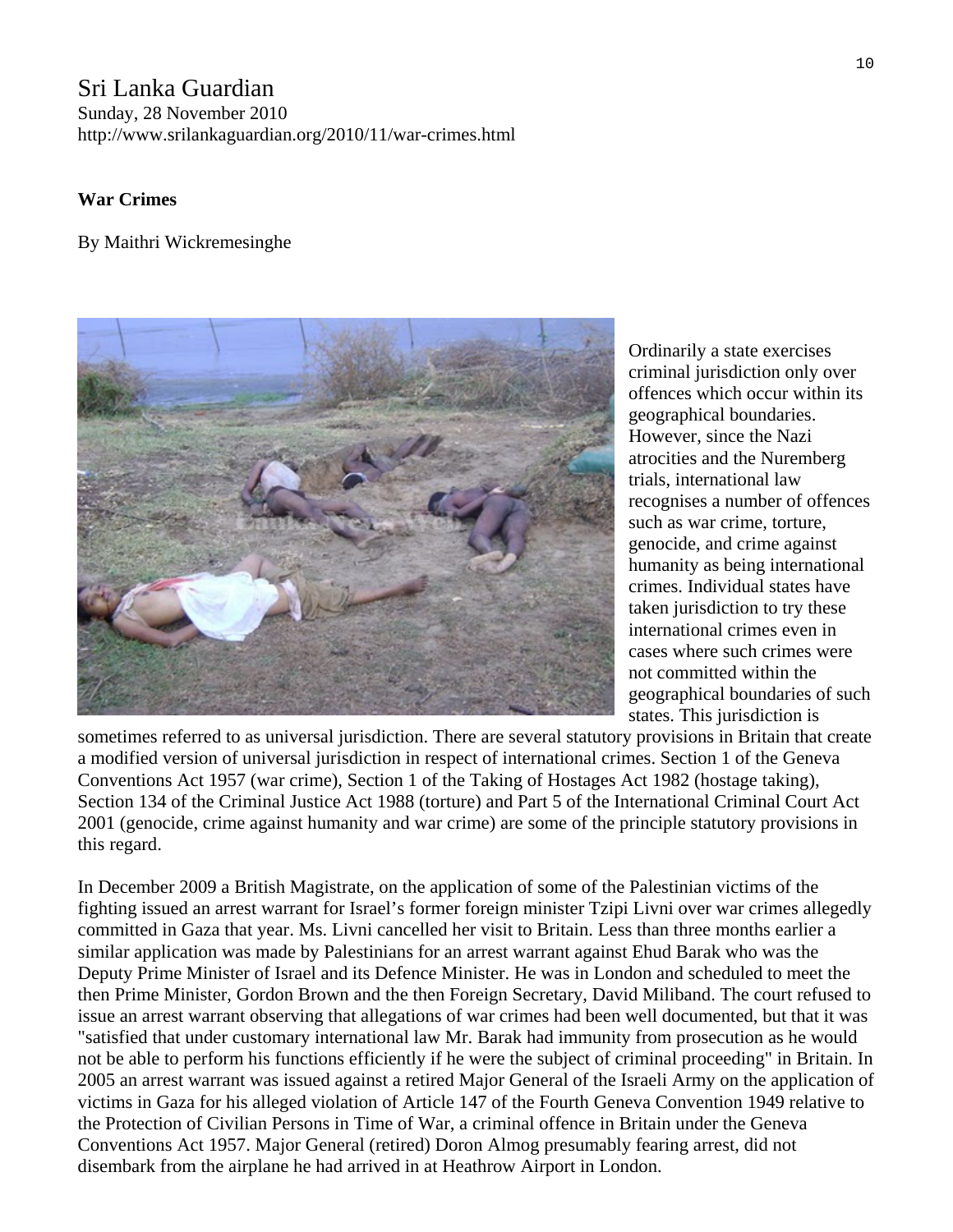Sri Lanka Guardian
Sunday, 28 November 2010
http://www.srilankaguardian.org/2010/11/war-crimes.html

**War Crimes**

By Maithri Wickremesinghe

Ordinarily a state exercises criminal jurisdiction only over offences which occur within its geographical boundaries. However, since the Nazi atrocities and the Nuremberg trials, international law recognises a number of offences such as war crime, torture, genocide, and crime against humanity as being international crimes. Individual states have taken jurisdiction to try these international crimes even in cases where such crimes were not committed within the geographical boundaries of such states. This jurisdiction is sometimes referred to as universal jurisdiction. There are several statutory provisions in Britain that create a modified version of universal jurisdiction in respect of international crimes. Section 1 of the Geneva Conventions Act 1957 (war crime), Section 1 of the Taking of Hostages Act 1982 (hostage taking), Section 134 of the Criminal Justice Act 1988 (torture) and Part 5 of the International Criminal Court Act 2001 (genocide, crime against humanity and war crime) are some of the principle statutory provisions in this regard.

In December 2009 a British Magistrate, on the application of some of the Palestinian victims of the fighting issued an arrest warrant for Israel's former foreign minister Tzipi Livni over war crimes allegedly committed in Gaza that year. Ms. Livni cancelled her visit to Britain. Less than three months earlier a similar application was made by Palestinians for an arrest warrant against Ehud Barak who was the Deputy Prime Minister of Israel and its Defence Minister. He was in London and scheduled to meet the then Prime Minister, Gordon Brown and the then Foreign Secretary, David Miliband. The court refused to issue an arrest warrant observing that allegations of war crimes had been well documented, but that it was "satisfied that under customary international law Mr. Barak had immunity from prosecution as he would not be able to perform his functions efficiently if he were the subject of criminal proceeding" in Britain. In 2005 an arrest warrant was issued against a retired Major General of the Israeli Army on the application of victims in Gaza for his alleged violation of Article 147 of the Fourth Geneva Convention 1949 relative to the Protection of Civilian Persons in Time of War, a criminal offence in Britain under the Geneva Conventions Act 1957. Major General (retired) Doron Almog presumably fearing arrest, did not disembark from the airplane he had arrived in at Heathrow Airport in London.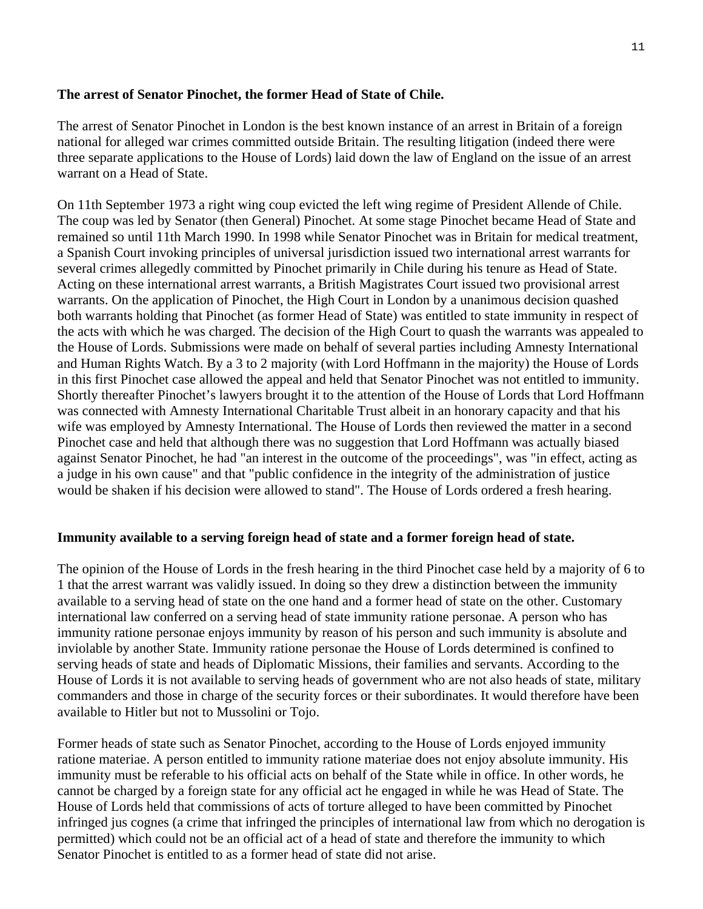**The arrest of Senator Pinochet, the former Head of State of Chile.**

The arrest of Senator Pinochet in London is the best known instance of an arrest in Britain of a foreign national for alleged war crimes committed outside Britain. The resulting litigation (indeed there were three separate applications to the House of Lords) laid down the law of England on the issue of an arrest warrant on a Head of State.

On 11th September 1973 a right wing coup evicted the left wing regime of President Allende of Chile. The coup was led by Senator (then General) Pinochet. At some stage Pinochet became Head of State and remained so until 11th March 1990. In 1998 while Senator Pinochet was in Britain for medical treatment, a Spanish Court invoking principles of universal jurisdiction issued two international arrest warrants for several crimes allegedly committed by Pinochet primarily in Chile during his tenure as Head of State. Acting on these international arrest warrants, a British Magistrates Court issued two provisional arrest warrants. On the application of Pinochet, the High Court in London by a unanimous decision quashed both warrants holding that Pinochet (as former Head of State) was entitled to state immunity in respect of the acts with which he was charged. The decision of the High Court to quash the warrants was appealed to the House of Lords. Submissions were made on behalf of several parties including Amnesty International and Human Rights Watch. By a 3 to 2 majority (with Lord Hoffmann in the majority) the House of Lords in this first Pinochet case allowed the appeal and held that Senator Pinochet was not entitled to immunity. Shortly thereafter Pinochet's lawyers brought it to the attention of the House of Lords that Lord Hoffmann was connected with Amnesty International Charitable Trust albeit in an honorary capacity and that his wife was employed by Amnesty International. The House of Lords then reviewed the matter in a second Pinochet case and held that although there was no suggestion that Lord Hoffmann was actually biased against Senator Pinochet, he had "an interest in the outcome of the proceedings", was "in effect, acting as a judge in his own cause" and that "public confidence in the integrity of the administration of justice would be shaken if his decision were allowed to stand". The House of Lords ordered a fresh hearing.

**Immunity available to a serving foreign head of state and a former foreign head of state.**

The opinion of the House of Lords in the fresh hearing in the third Pinochet case held by a majority of 6 to 1 that the arrest warrant was validly issued. In doing so they drew a distinction between the immunity available to a serving head of state on the one hand and a former head of state on the other. Customary international law conferred on a serving head of state immunity ratione personae. A person who has immunity ratione personae enjoys immunity by reason of his person and such immunity is absolute and inviolable by another State. Immunity ratione personae the House of Lords determined is confined to serving heads of state and heads of Diplomatic Missions, their families and servants. According to the House of Lords it is not available to serving heads of government who are not also heads of state, military commanders and those in charge of the security forces or their subordinates. It would therefore have been available to Hitler but not to Mussolini or Tojo.

Former heads of state such as Senator Pinochet, according to the House of Lords enjoyed immunity ratione materiae. A person entitled to immunity ratione materiae does not enjoy absolute immunity. His immunity must be referable to his official acts on behalf of the State while in office. In other words, he cannot be charged by a foreign state for any official act he engaged in while he was Head of State. The House of Lords held that commissions of acts of torture alleged to have been committed by Pinochet infringed jus cognes (a crime that infringed the principles of international law from which no derogation is permitted) which could not be an official act of a head of state and therefore the immunity to which Senator Pinochet is entitled to as a former head of state did not arise.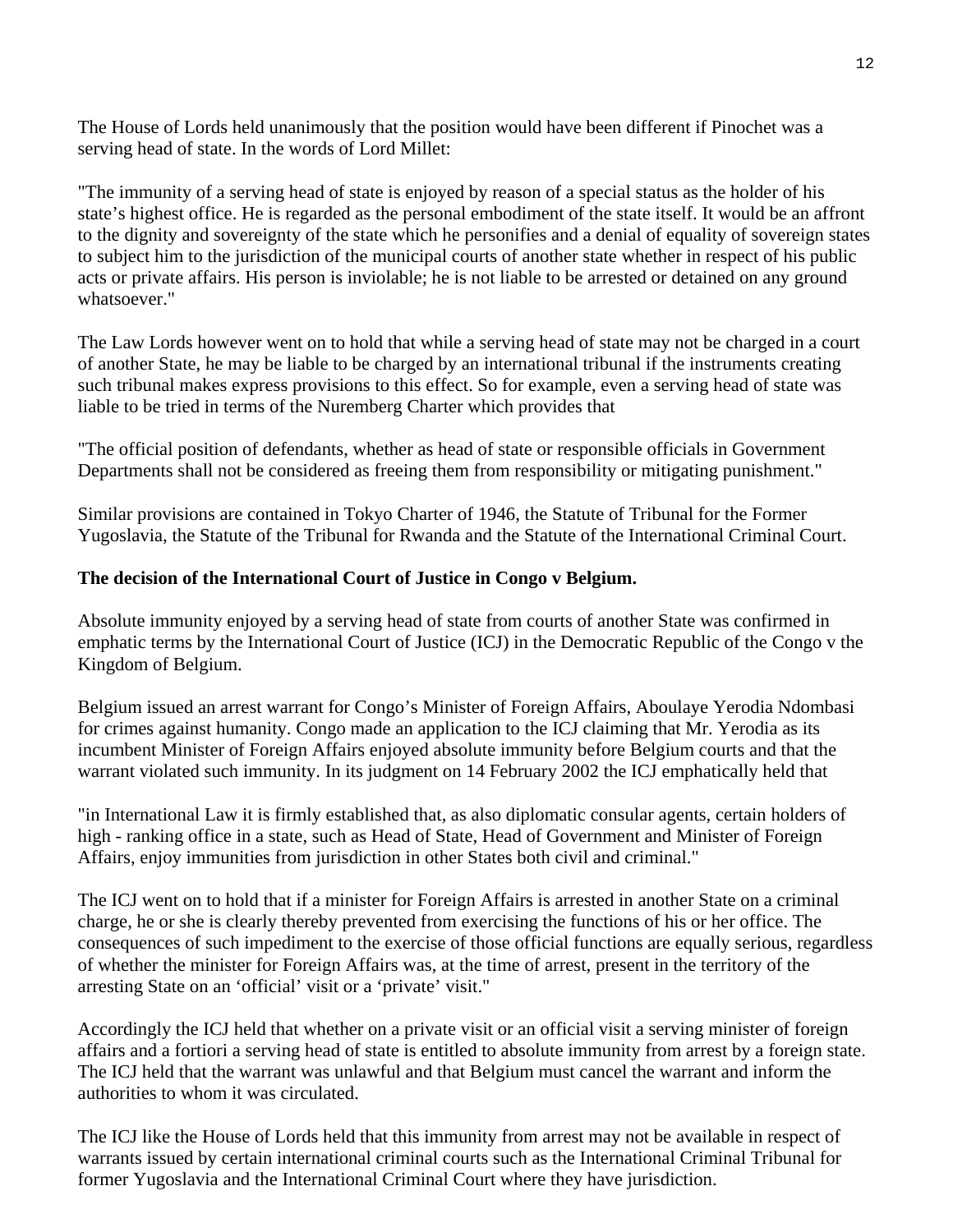The House of Lords held unanimously that the position would have been different if Pinochet was a serving head of state. In the words of Lord Millet:

"The immunity of a serving head of state is enjoyed by reason of a special status as the holder of his state's highest office. He is regarded as the personal embodiment of the state itself. It would be an affront to the dignity and sovereignty of the state which he personifies and a denial of equality of sovereign states to subject him to the jurisdiction of the municipal courts of another state whether in respect of his public acts or private affairs. His person is inviolable; he is not liable to be arrested or detained on any ground whatsoever."

The Law Lords however went on to hold that while a serving head of state may not be charged in a court of another State, he may be liable to be charged by an international tribunal if the instruments creating such tribunal makes express provisions to this effect. So for example, even a serving head of state was liable to be tried in terms of the Nuremberg Charter which provides that

"The official position of defendants, whether as head of state or responsible officials in Government Departments shall not be considered as freeing them from responsibility or mitigating punishment."

Similar provisions are contained in Tokyo Charter of 1946, the Statute of Tribunal for the Former Yugoslavia, the Statute of the Tribunal for Rwanda and the Statute of the International Criminal Court.

**The decision of the International Court of Justice in Congo v Belgium.**

Absolute immunity enjoyed by a serving head of state from courts of another State was confirmed in emphatic terms by the International Court of Justice (ICJ) in the Democratic Republic of the Congo v the Kingdom of Belgium.

Belgium issued an arrest warrant for Congo's Minister of Foreign Affairs, Aboulaye Yerodia Ndombasi for crimes against humanity. Congo made an application to the ICJ claiming that Mr. Yerodia as its incumbent Minister of Foreign Affairs enjoyed absolute immunity before Belgium courts and that the warrant violated such immunity. In its judgment on 14 February 2002 the ICJ emphatically held that

"in International Law it is firmly established that, as also diplomatic consular agents, certain holders of high - ranking office in a state, such as Head of State, Head of Government and Minister of Foreign Affairs, enjoy immunities from jurisdiction in other States both civil and criminal."

The ICJ went on to hold that if a minister for Foreign Affairs is arrested in another State on a criminal charge, he or she is clearly thereby prevented from exercising the functions of his or her office. The consequences of such impediment to the exercise of those official functions are equally serious, regardless of whether the minister for Foreign Affairs was, at the time of arrest, present in the territory of the arresting State on an 'official' visit or a 'private' visit."

Accordingly the ICJ held that whether on a private visit or an official visit a serving minister of foreign affairs and a fortiori a serving head of state is entitled to absolute immunity from arrest by a foreign state. The ICJ held that the warrant was unlawful and that Belgium must cancel the warrant and inform the authorities to whom it was circulated.

The ICJ like the House of Lords held that this immunity from arrest may not be available in respect of warrants issued by certain international criminal courts such as the International Criminal Tribunal for former Yugoslavia and the International Criminal Court where they have jurisdiction.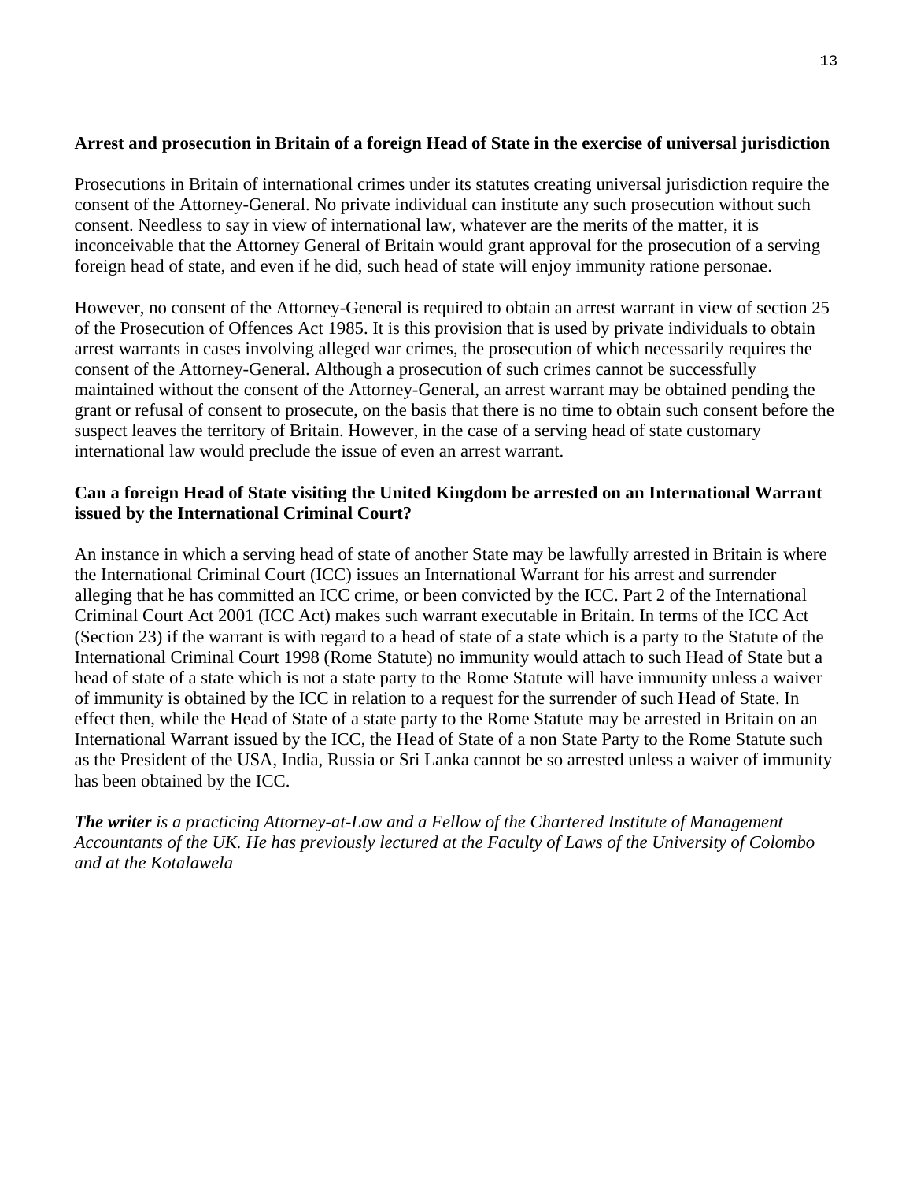**Arrest and prosecution in Britain of a foreign Head of State in the exercise of universal jurisdiction**

Prosecutions in Britain of international crimes under its statutes creating universal jurisdiction require the consent of the Attorney-General. No private individual can institute any such prosecution without such consent. Needless to say in view of international law, whatever are the merits of the matter, it is inconceivable that the Attorney General of Britain would grant approval for the prosecution of a serving foreign head of state, and even if he did, such head of state will enjoy immunity ratione personae.

However, no consent of the Attorney-General is required to obtain an arrest warrant in view of section 25 of the Prosecution of Offences Act 1985. It is this provision that is used by private individuals to obtain arrest warrants in cases involving alleged war crimes, the prosecution of which necessarily requires the consent of the Attorney-General. Although a prosecution of such crimes cannot be successfully maintained without the consent of the Attorney-General, an arrest warrant may be obtained pending the grant or refusal of consent to prosecute, on the basis that there is no time to obtain such consent before the suspect leaves the territory of Britain. However, in the case of a serving head of state customary international law would preclude the issue of even an arrest warrant.

**Can a foreign Head of State visiting the United Kingdom be arrested on an International Warrant issued by the International Criminal Court?**

An instance in which a serving head of state of another State may be lawfully arrested in Britain is where the International Criminal Court (ICC) issues an International Warrant for his arrest and surrender alleging that he has committed an ICC crime, or been convicted by the ICC. Part 2 of the International Criminal Court Act 2001 (ICC Act) makes such warrant executable in Britain. In terms of the ICC Act (Section 23) if the warrant is with regard to a head of state of a state which is a party to the Statute of the International Criminal Court 1998 (Rome Statute) no immunity would attach to such Head of State but a head of state of a state which is not a state party to the Rome Statute will have immunity unless a waiver of immunity is obtained by the ICC in relation to a request for the surrender of such Head of State. In effect then, while the Head of State of a state party to the Rome Statute may be arrested in Britain on an International Warrant issued by the ICC, the Head of State of a non State Party to the Rome Statute such as the President of the USA, India, Russia or Sri Lanka cannot be so arrested unless a waiver of immunity has been obtained by the ICC.

***The writer*** *is a practicing Attorney-at-Law and a Fellow of the Chartered Institute of Management Accountants of the UK. He has previously lectured at the Faculty of Laws of the University of Colombo and at the Kotalawela*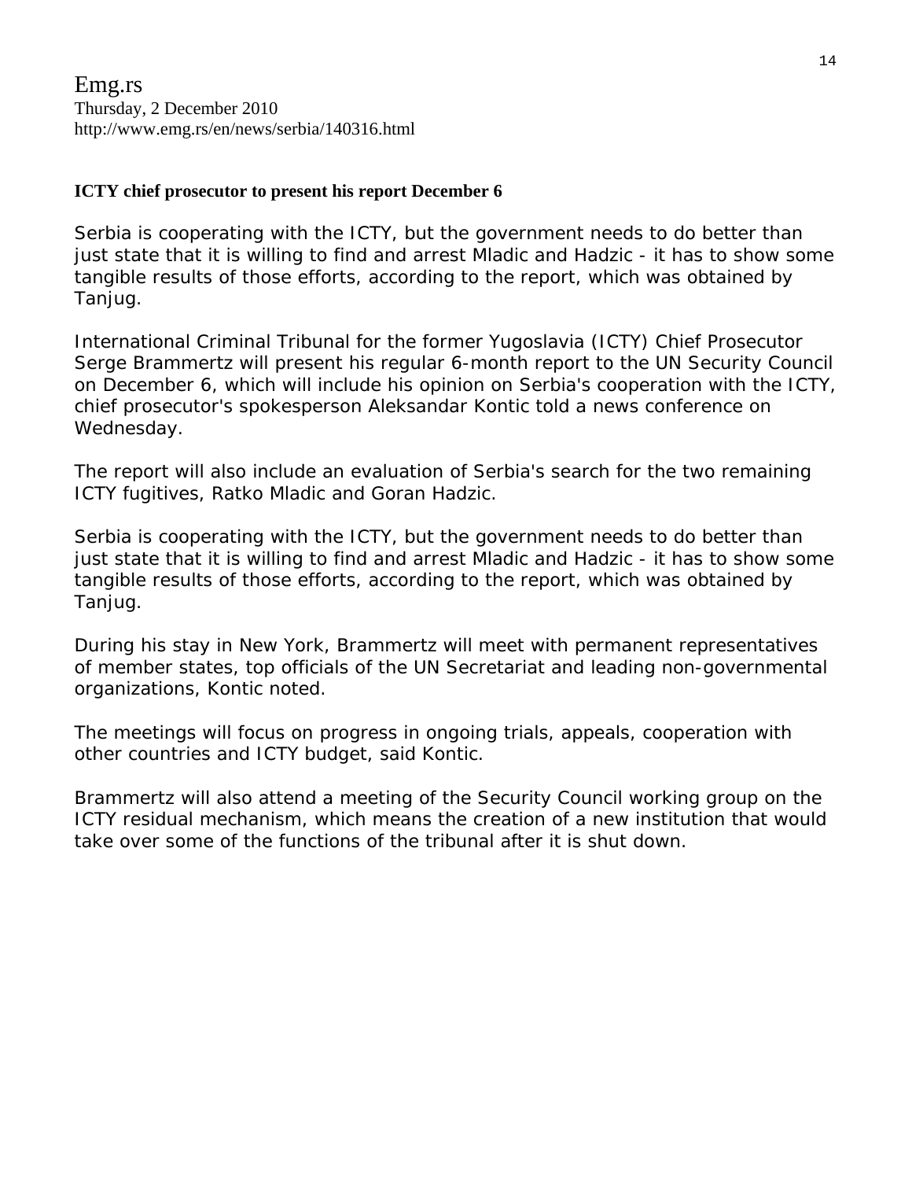Emg.rs
Thursday, 2 December 2010
http://www.emg.rs/en/news/serbia/140316.html

**ICTY chief prosecutor to present his report December 6**

Serbia is cooperating with the ICTY, but the government needs to do better than just state that it is willing to find and arrest Mladic and Hadzic - it has to show some tangible results of those efforts, according to the report, which was obtained by Tanjug.

International Criminal Tribunal for the former Yugoslavia (ICTY) Chief Prosecutor Serge Brammertz will present his regular 6-month report to the UN Security Council on December 6, which will include his opinion on Serbia's cooperation with the ICTY, chief prosecutor's spokesperson Aleksandar Kontic told a news conference on Wednesday.

The report will also include an evaluation of Serbia's search for the two remaining ICTY fugitives, Ratko Mladic and Goran Hadzic.

Serbia is cooperating with the ICTY, but the government needs to do better than just state that it is willing to find and arrest Mladic and Hadzic - it has to show some tangible results of those efforts, according to the report, which was obtained by Tanjug.

During his stay in New York, Brammertz will meet with permanent representatives of member states, top officials of the UN Secretariat and leading non-governmental organizations, Kontic noted.

The meetings will focus on progress in ongoing trials, appeals, cooperation with other countries and ICTY budget, said Kontic.

Brammertz will also attend a meeting of the Security Council working group on the ICTY residual mechanism, which means the creation of a new institution that would take over some of the functions of the tribunal after it is shut down.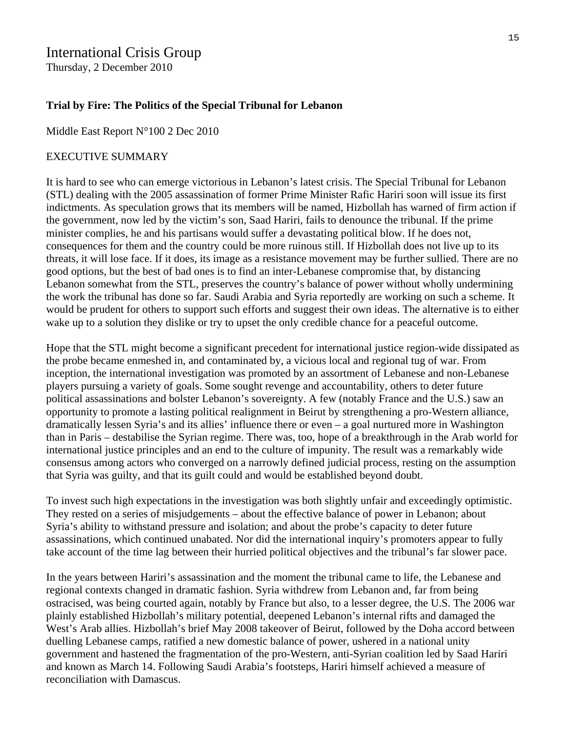# International Crisis Group

Thursday, 2 December 2010

**Trial by Fire: The Politics of the Special Tribunal for Lebanon**

Middle East Report N°100 2 Dec 2010

EXECUTIVE SUMMARY

It is hard to see who can emerge victorious in Lebanon's latest crisis. The Special Tribunal for Lebanon (STL) dealing with the 2005 assassination of former Prime Minister Rafic Hariri soon will issue its first indictments. As speculation grows that its members will be named, Hizbollah has warned of firm action if the government, now led by the victim's son, Saad Hariri, fails to denounce the tribunal. If the prime minister complies, he and his partisans would suffer a devastating political blow. If he does not, consequences for them and the country could be more ruinous still. If Hizbollah does not live up to its threats, it will lose face. If it does, its image as a resistance movement may be further sullied. There are no good options, but the best of bad ones is to find an inter-Lebanese compromise that, by distancing Lebanon somewhat from the STL, preserves the country's balance of power without wholly undermining the work the tribunal has done so far. Saudi Arabia and Syria reportedly are working on such a scheme. It would be prudent for others to support such efforts and suggest their own ideas. The alternative is to either wake up to a solution they dislike or try to upset the only credible chance for a peaceful outcome.

Hope that the STL might become a significant precedent for international justice region-wide dissipated as the probe became enmeshed in, and contaminated by, a vicious local and regional tug of war. From inception, the international investigation was promoted by an assortment of Lebanese and non-Lebanese players pursuing a variety of goals. Some sought revenge and accountability, others to deter future political assassinations and bolster Lebanon's sovereignty. A few (notably France and the U.S.) saw an opportunity to promote a lasting political realignment in Beirut by strengthening a pro-Western alliance, dramatically lessen Syria's and its allies' influence there or even – a goal nurtured more in Washington than in Paris – destabilise the Syrian regime. There was, too, hope of a breakthrough in the Arab world for international justice principles and an end to the culture of impunity. The result was a remarkably wide consensus among actors who converged on a narrowly defined judicial process, resting on the assumption that Syria was guilty, and that its guilt could and would be established beyond doubt.

To invest such high expectations in the investigation was both slightly unfair and exceedingly optimistic. They rested on a series of misjudgements – about the effective balance of power in Lebanon; about Syria's ability to withstand pressure and isolation; and about the probe's capacity to deter future assassinations, which continued unabated. Nor did the international inquiry's promoters appear to fully take account of the time lag between their hurried political objectives and the tribunal's far slower pace.

In the years between Hariri's assassination and the moment the tribunal came to life, the Lebanese and regional contexts changed in dramatic fashion. Syria withdrew from Lebanon and, far from being ostracised, was being courted again, notably by France but also, to a lesser degree, the U.S. The 2006 war plainly established Hizbollah's military potential, deepened Lebanon's internal rifts and damaged the West's Arab allies. Hizbollah's brief May 2008 takeover of Beirut, followed by the Doha accord between duelling Lebanese camps, ratified a new domestic balance of power, ushered in a national unity government and hastened the fragmentation of the pro-Western, anti-Syrian coalition led by Saad Hariri and known as March 14. Following Saudi Arabia's footsteps, Hariri himself achieved a measure of reconciliation with Damascus.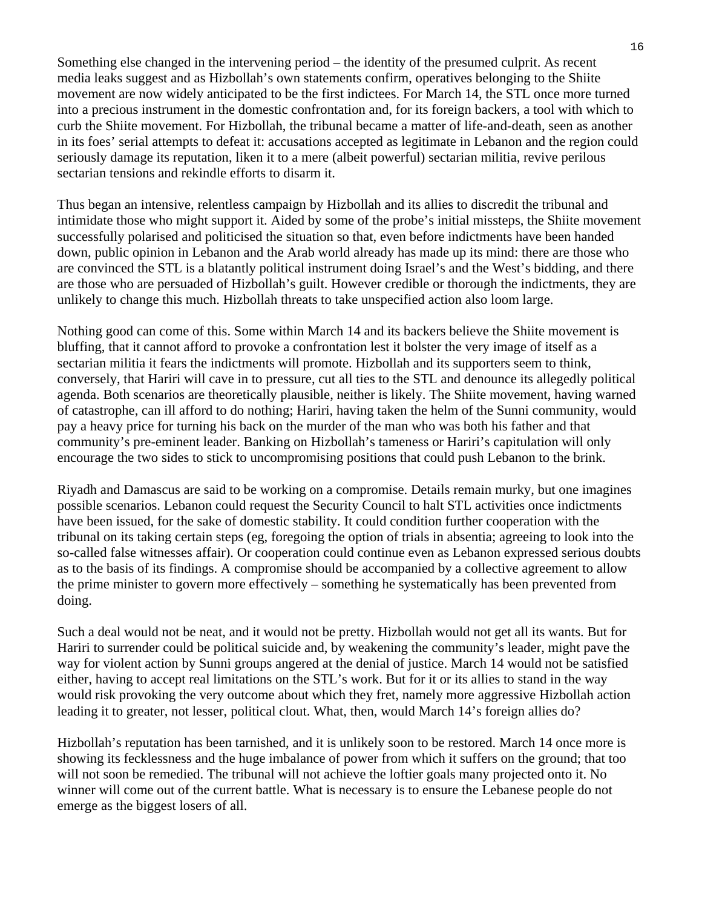Something else changed in the intervening period – the identity of the presumed culprit. As recent media leaks suggest and as Hizbollah's own statements confirm, operatives belonging to the Shiite movement are now widely anticipated to be the first indictees. For March 14, the STL once more turned into a precious instrument in the domestic confrontation and, for its foreign backers, a tool with which to curb the Shiite movement. For Hizbollah, the tribunal became a matter of life-and-death, seen as another in its foes' serial attempts to defeat it: accusations accepted as legitimate in Lebanon and the region could seriously damage its reputation, liken it to a mere (albeit powerful) sectarian militia, revive perilous sectarian tensions and rekindle efforts to disarm it.

Thus began an intensive, relentless campaign by Hizbollah and its allies to discredit the tribunal and intimidate those who might support it. Aided by some of the probe's initial missteps, the Shiite movement successfully polarised and politicised the situation so that, even before indictments have been handed down, public opinion in Lebanon and the Arab world already has made up its mind: there are those who are convinced the STL is a blatantly political instrument doing Israel's and the West's bidding, and there are those who are persuaded of Hizbollah's guilt. However credible or thorough the indictments, they are unlikely to change this much. Hizbollah threats to take unspecified action also loom large.

Nothing good can come of this. Some within March 14 and its backers believe the Shiite movement is bluffing, that it cannot afford to provoke a confrontation lest it bolster the very image of itself as a sectarian militia it fears the indictments will promote. Hizbollah and its supporters seem to think, conversely, that Hariri will cave in to pressure, cut all ties to the STL and denounce its allegedly political agenda. Both scenarios are theoretically plausible, neither is likely. The Shiite movement, having warned of catastrophe, can ill afford to do nothing; Hariri, having taken the helm of the Sunni community, would pay a heavy price for turning his back on the murder of the man who was both his father and that community's pre-eminent leader. Banking on Hizbollah's tameness or Hariri's capitulation will only encourage the two sides to stick to uncompromising positions that could push Lebanon to the brink.

Riyadh and Damascus are said to be working on a compromise. Details remain murky, but one imagines possible scenarios. Lebanon could request the Security Council to halt STL activities once indictments have been issued, for the sake of domestic stability. It could condition further cooperation with the tribunal on its taking certain steps (eg, foregoing the option of trials in absentia; agreeing to look into the so-called false witnesses affair). Or cooperation could continue even as Lebanon expressed serious doubts as to the basis of its findings. A compromise should be accompanied by a collective agreement to allow the prime minister to govern more effectively – something he systematically has been prevented from doing.

Such a deal would not be neat, and it would not be pretty. Hizbollah would not get all its wants. But for Hariri to surrender could be political suicide and, by weakening the community's leader, might pave the way for violent action by Sunni groups angered at the denial of justice. March 14 would not be satisfied either, having to accept real limitations on the STL's work. But for it or its allies to stand in the way would risk provoking the very outcome about which they fret, namely more aggressive Hizbollah action leading it to greater, not lesser, political clout. What, then, would March 14's foreign allies do?

Hizbollah's reputation has been tarnished, and it is unlikely soon to be restored. March 14 once more is showing its fecklessness and the huge imbalance of power from which it suffers on the ground; that too will not soon be remedied. The tribunal will not achieve the loftier goals many projected onto it. No winner will come out of the current battle. What is necessary is to ensure the Lebanese people do not emerge as the biggest losers of all.